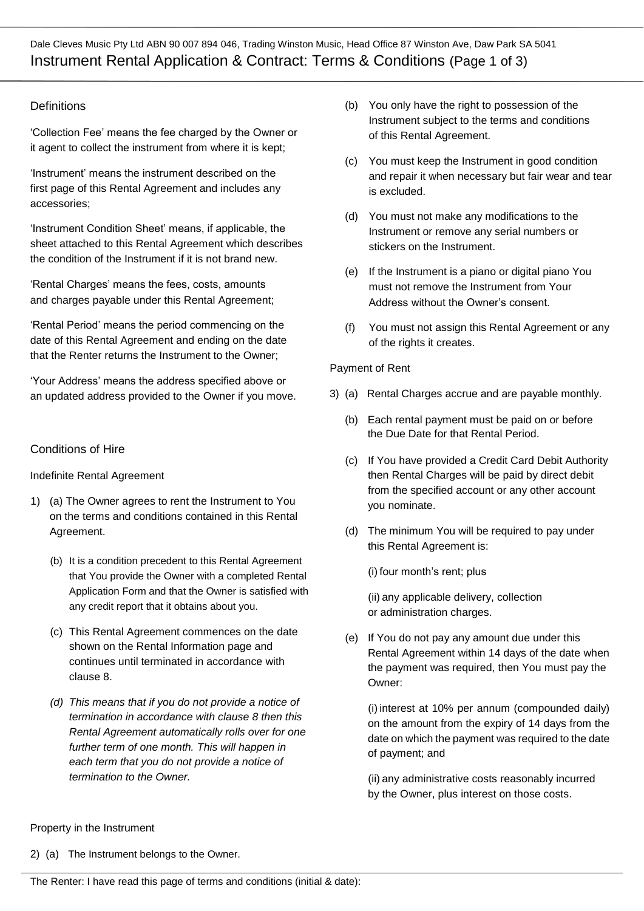Dale Cleves Music Pty Ltd ABN 90 007 894 046, Trading Winston Music, Head Office 87 Winston Ave, Daw Park SA 5041

# Instrument Rental Application & Contract: Terms & Conditions (Page 1 of 3)

## Definitions

'Collection Fee' means the fee charged by the Owner or it agent to collect the instrument from where it is kept;

'Instrument' means the instrument described on the first page of this Rental Agreement and includes any accessories;

'Instrument Condition Sheet' means, if applicable, the sheet attached to this Rental Agreement which describes the condition of the Instrument if it is not brand new.

'Rental Charges' means the fees, costs, amounts and charges payable under this Rental Agreement;

'Rental Period' means the period commencing on the date of this Rental Agreement and ending on the date that the Renter returns the Instrument to the Owner;

'Your Address' means the address specified above or an updated address provided to the Owner if you move.

## Conditions of Hire

### Indefinite Rental Agreement

1) (a) The Owner agrees to rent the Instrument to You on the terms and conditions contained in this Rental Agreement.

   (b) It is a condition precedent to this Rental Agreement that You provide the Owner with a completed Rental Application Form and that the Owner is satisfied with any credit report that it obtains about you.

   (c) This Rental Agreement commences on the date shown on the Rental Information page and continues until terminated in accordance with clause 8.

   *(d) This means that if you do not provide a notice of termination in accordance with clause 8 then this Rental Agreement automatically rolls over for one further term of one month. This will happen in each term that you do not provide a notice of termination to the Owner.*

### Property in the Instrument

2) (a) The Instrument belongs to the Owner.

   (b) You only have the right to possession of the Instrument subject to the terms and conditions of this Rental Agreement.

   (c) You must keep the Instrument in good condition and repair it when necessary but fair wear and tear is excluded.

   (d) You must not make any modifications to the Instrument or remove any serial numbers or stickers on the Instrument.

   (e) If the Instrument is a piano or digital piano You must not remove the Instrument from Your Address without the Owner's consent.

   (f) You must not assign this Rental Agreement or any of the rights it creates.

### Payment of Rent

3) (a) Rental Charges accrue and are payable monthly.

   (b) Each rental payment must be paid on or before the Due Date for that Rental Period.

   (c) If You have provided a Credit Card Debit Authority then Rental Charges will be paid by direct debit from the specified account or any other account you nominate.

   (d) The minimum You will be required to pay under this Rental Agreement is:

      (i) four month's rent; plus

      (ii) any applicable delivery, collection or administration charges.

   (e) If You do not pay any amount due under this Rental Agreement within 14 days of the date when the payment was required, then You must pay the Owner:

      (i) interest at 10% per annum (compounded daily) on the amount from the expiry of 14 days from the date on which the payment was required to the date of payment; and

      (ii) any administrative costs reasonably incurred by the Owner, plus interest on those costs.

The Renter: I have read this page of terms and conditions (initial & date):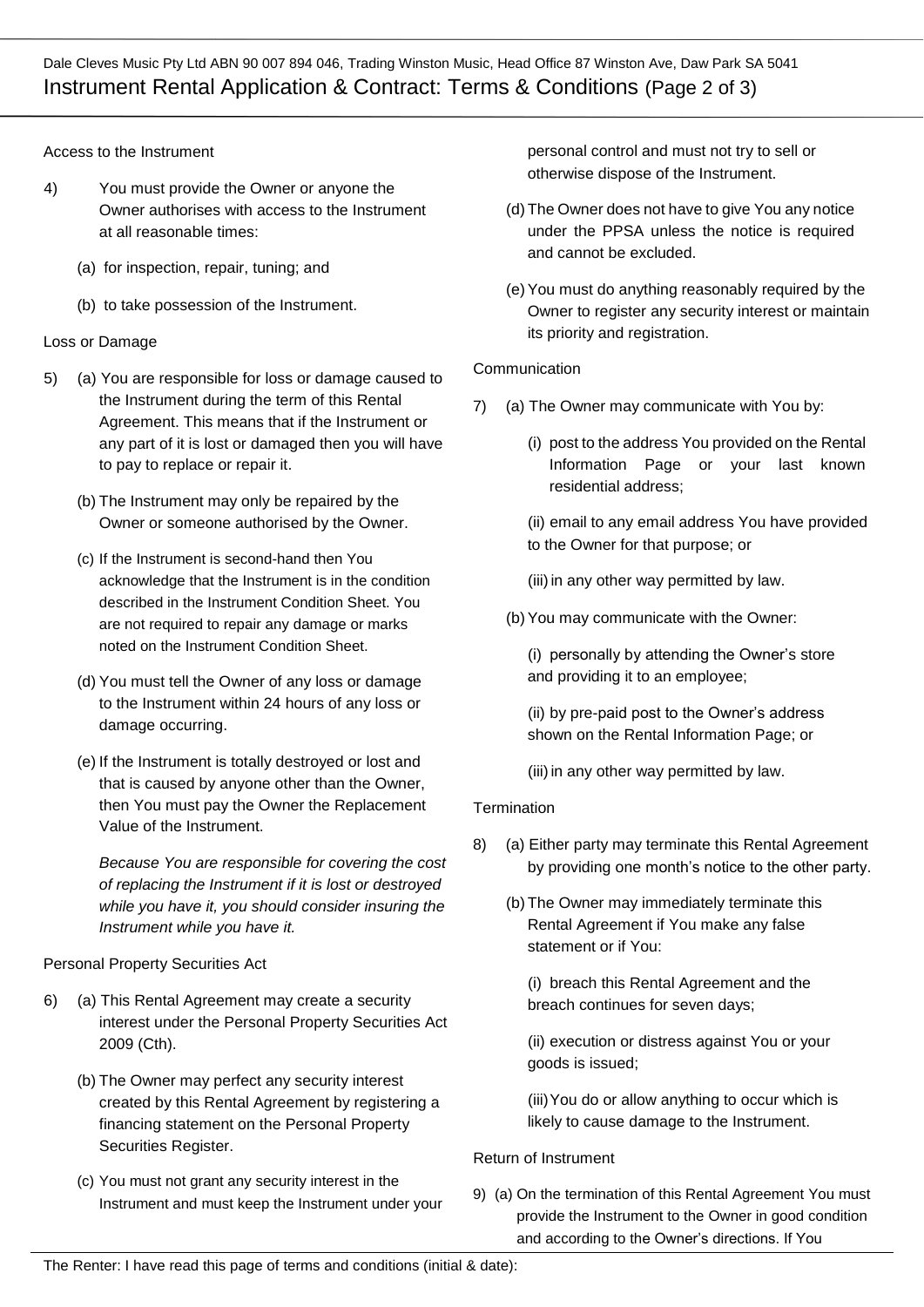Access to the Instrument

4) You must provide the Owner or anyone the Owner authorises with access to the Instrument at all reasonable times:

   (a) for inspection, repair, tuning; and

   (b) to take possession of the Instrument.

Loss or Damage

5) (a) You are responsible for loss or damage caused to the Instrument during the term of this Rental Agreement. This means that if the Instrument or any part of it is lost or damaged then you will have to pay to replace or repair it.

   (b) The Instrument may only be repaired by the Owner or someone authorised by the Owner.

   (c) If the Instrument is second-hand then You acknowledge that the Instrument is in the condition described in the Instrument Condition Sheet. You are not required to repair any damage or marks noted on the Instrument Condition Sheet.

   (d) You must tell the Owner of any loss or damage to the Instrument within 24 hours of any loss or damage occurring.

   (e) If the Instrument is totally destroyed or lost and that is caused by anyone other than the Owner, then You must pay the Owner the Replacement Value of the Instrument.

   *Because You are responsible for covering the cost of replacing the Instrument if it is lost or destroyed while you have it, you should consider insuring the Instrument while you have it.*

Personal Property Securities Act

6) (a) This Rental Agreement may create a security interest under the Personal Property Securities Act 2009 (Cth).

   (b) The Owner may perfect any security interest created by this Rental Agreement by registering a financing statement on the Personal Property Securities Register.

   (c) You must not grant any security interest in the Instrument and must keep the Instrument under your personal control and must not try to sell or otherwise dispose of the Instrument.

   (d) The Owner does not have to give You any notice under the PPSA unless the notice is required and cannot be excluded.

   (e) You must do anything reasonably required by the Owner to register any security interest or maintain its priority and registration.

Communication

7) (a) The Owner may communicate with You by:

      (i) post to the address You provided on the Rental Information Page or your last known residential address;

      (ii) email to any email address You have provided to the Owner for that purpose; or

      (iii) in any other way permitted by law.

   (b) You may communicate with the Owner:

      (i) personally by attending the Owner's store and providing it to an employee;

      (ii) by pre-paid post to the Owner's address shown on the Rental Information Page; or

      (iii) in any other way permitted by law.

Termination

8) (a) Either party may terminate this Rental Agreement by providing one month's notice to the other party.

   (b) The Owner may immediately terminate this Rental Agreement if You make any false statement or if You:

      (i) breach this Rental Agreement and the breach continues for seven days;

      (ii) execution or distress against You or your goods is issued;

      (iii) You do or allow anything to occur which is likely to cause damage to the Instrument.

Return of Instrument

9) (a) On the termination of this Rental Agreement You must provide the Instrument to the Owner in good condition and according to the Owner's directions. If You

The Renter: I have read this page of terms and conditions (initial & date):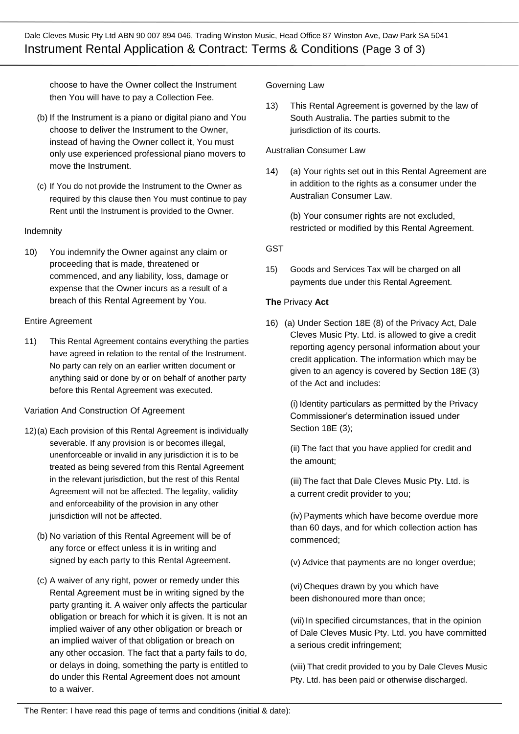choose to have the Owner collect the Instrument then You will have to pay a Collection Fee.

(b) If the Instrument is a piano or digital piano and You choose to deliver the Instrument to the Owner, instead of having the Owner collect it, You must only use experienced professional piano movers to move the Instrument.

(c) If You do not provide the Instrument to the Owner as required by this clause then You must continue to pay Rent until the Instrument is provided to the Owner.

Indemnity

10) You indemnify the Owner against any claim or proceeding that is made, threatened or commenced, and any liability, loss, damage or expense that the Owner incurs as a result of a breach of this Rental Agreement by You.

Entire Agreement

11) This Rental Agreement contains everything the parties have agreed in relation to the rental of the Instrument. No party can rely on an earlier written document or anything said or done by or on behalf of another party before this Rental Agreement was executed.

Variation And Construction Of Agreement

12) (a) Each provision of this Rental Agreement is individually severable. If any provision is or becomes illegal, unenforceable or invalid in any jurisdiction it is to be treated as being severed from this Rental Agreement in the relevant jurisdiction, but the rest of this Rental Agreement will not be affected. The legality, validity and enforceability of the provision in any other jurisdiction will not be affected.

(b) No variation of this Rental Agreement will be of any force or effect unless it is in writing and signed by each party to this Rental Agreement.

(c) A waiver of any right, power or remedy under this Rental Agreement must be in writing signed by the party granting it. A waiver only affects the particular obligation or breach for which it is given. It is not an implied waiver of any other obligation or breach or an implied waiver of that obligation or breach on any other occasion. The fact that a party fails to do, or delays in doing, something the party is entitled to do under this Rental Agreement does not amount to a waiver.

Governing Law

13) This Rental Agreement is governed by the law of South Australia. The parties submit to the jurisdiction of its courts.

Australian Consumer Law

14) (a) Your rights set out in this Rental Agreement are in addition to the rights as a consumer under the Australian Consumer Law.

(b) Your consumer rights are not excluded, restricted or modified by this Rental Agreement.

GST

15) Goods and Services Tax will be charged on all payments due under this Rental Agreement.

**The** Privacy **Act**

16) (a) Under Section 18E (8) of the Privacy Act, Dale Cleves Music Pty. Ltd. is allowed to give a credit reporting agency personal information about your credit application. The information which may be given to an agency is covered by Section 18E (3) of the Act and includes:

(i) Identity particulars as permitted by the Privacy Commissioner's determination issued under Section 18E (3);

(ii) The fact that you have applied for credit and the amount;

(iii) The fact that Dale Cleves Music Pty. Ltd. is a current credit provider to you;

(iv) Payments which have become overdue more than 60 days, and for which collection action has commenced;

(v) Advice that payments are no longer overdue;

(vi) Cheques drawn by you which have been dishonoured more than once;

(vii) In specified circumstances, that in the opinion of Dale Cleves Music Pty. Ltd. you have committed a serious credit infringement;

(viii) That credit provided to you by Dale Cleves Music Pty. Ltd. has been paid or otherwise discharged.

The Renter: I have read this page of terms and conditions (initial & date):